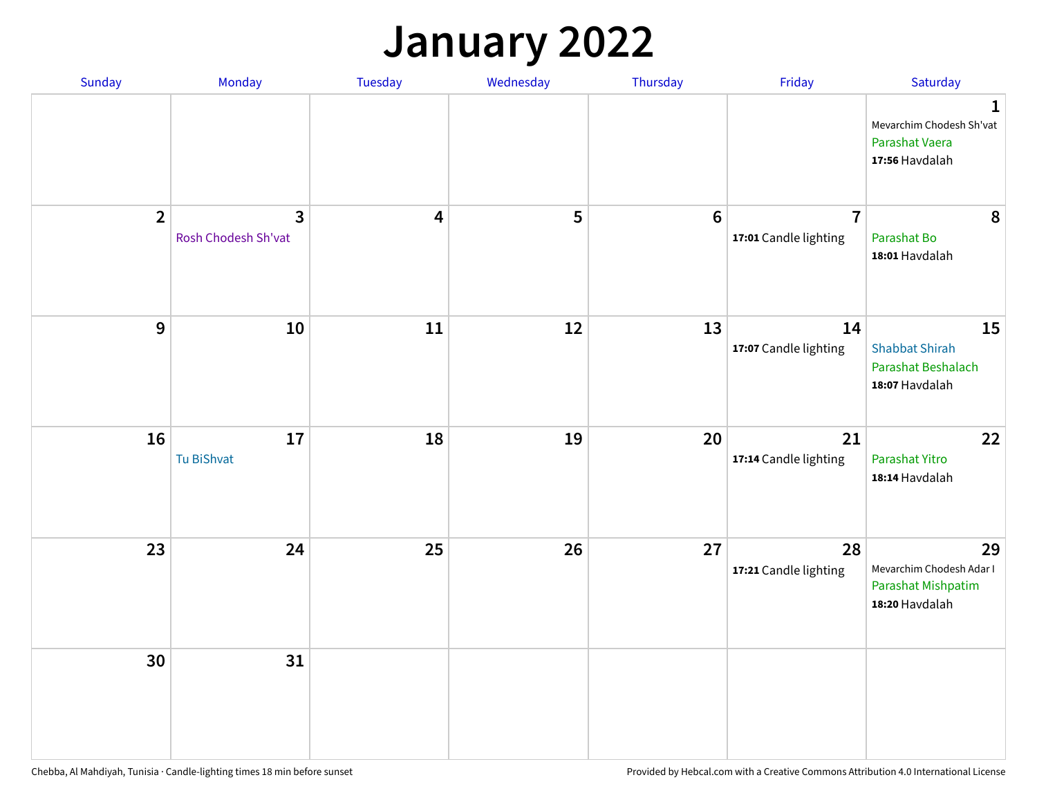# January 2022

| Sunday | Monday | Tuesday | Wednesday | Thursday | Friday | Saturday |
|---|---|---|---|---|---|---|
| | | | | | | **1** Mevarchim Chodesh Sh'vat Parashat Vaera **17:56** Havdalah |
| **2** | **3** Rosh Chodesh Sh'vat | **4** | **5** | **6** | **7** **17:01** Candle lighting | **8** Parashat Bo **18:01** Havdalah |
| **9** | **10** | **11** | **12** | **13** | **14** **17:07** Candle lighting | **15** Shabbat Shirah Parashat Beshalach **18:07** Havdalah |
| **16** | **17** Tu BiShvat | **18** | **19** | **20** | **21** **17:14** Candle lighting | **22** Parashat Yitro **18:14** Havdalah |
| **23** | **24** | **25** | **26** | **27** | **28** **17:21** Candle lighting | **29** Mevarchim Chodesh Adar I Parashat Mishpatim **18:20** Havdalah |
| **30** | **31** | | | | | |

Chebba, Al Mahdiyah, Tunisia · Candle-lighting times 18 min before sunset

Provided by Hebcal.com with a Creative Commons Attribution 4.0 International License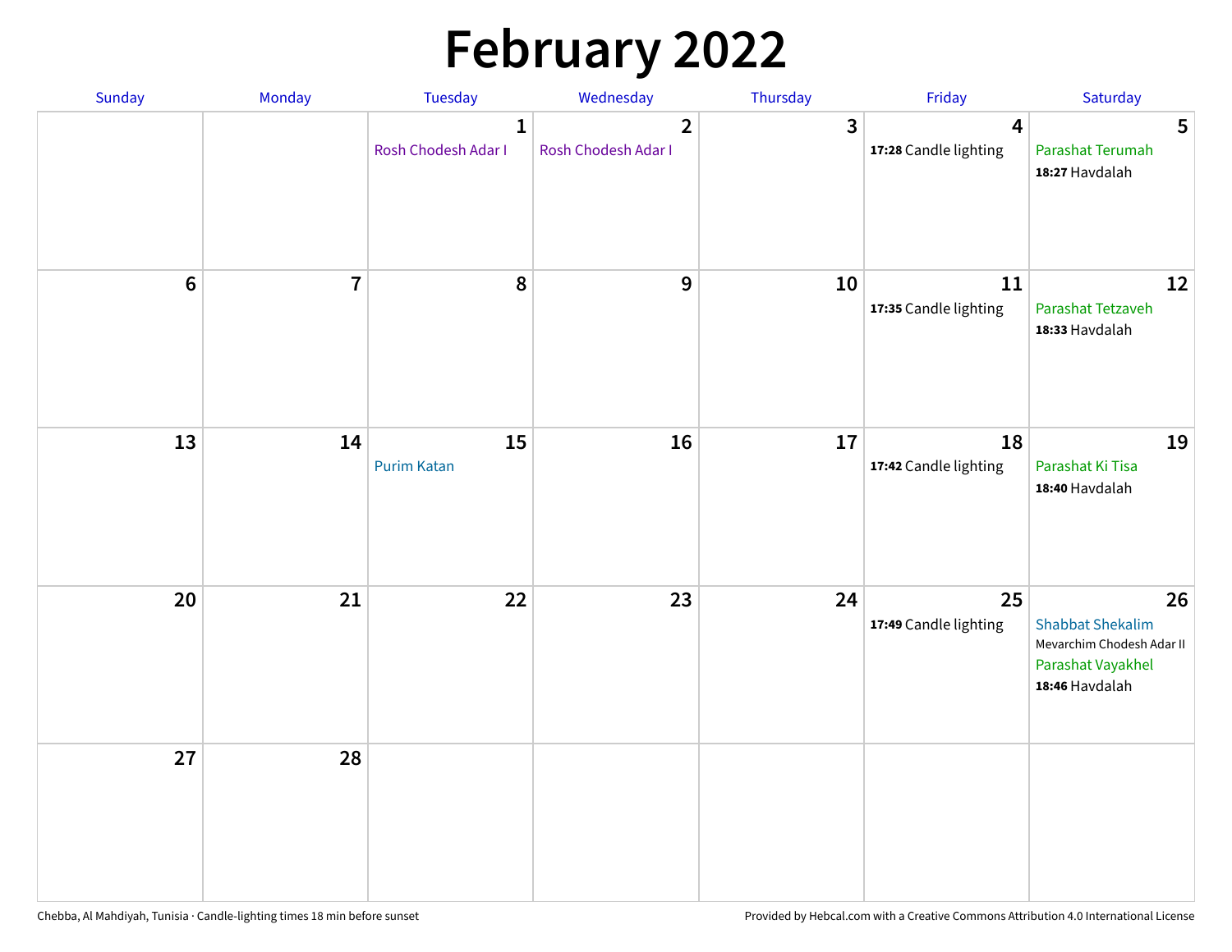# February 2022

| Sunday | Monday | Tuesday | Wednesday | Thursday | Friday | Saturday |
|---|---|---|---|---|---|---|
| | | 1 Rosh Chodesh Adar I | 2 Rosh Chodesh Adar I | 3 | 4 **17:28** Candle lighting | 5 Parashat Terumah **18:27** Havdalah |
| 6 | 7 | 8 | 9 | 10 | 11 **17:35** Candle lighting | 12 Parashat Tetzaveh **18:33** Havdalah |
| 13 | 14 | 15 Purim Katan | 16 | 17 | 18 **17:42** Candle lighting | 19 Parashat Ki Tisa **18:40** Havdalah |
| 20 | 21 | 22 | 23 | 24 | 25 **17:49** Candle lighting | 26 Shabbat Shekalim Mevarchim Chodesh Adar II Parashat Vayakhel **18:46** Havdalah |
| 27 | 28 | | | | | |

Chebba, Al Mahdiyah, Tunisia · Candle-lighting times 18 min before sunset

Provided by Hebcal.com with a Creative Commons Attribution 4.0 International License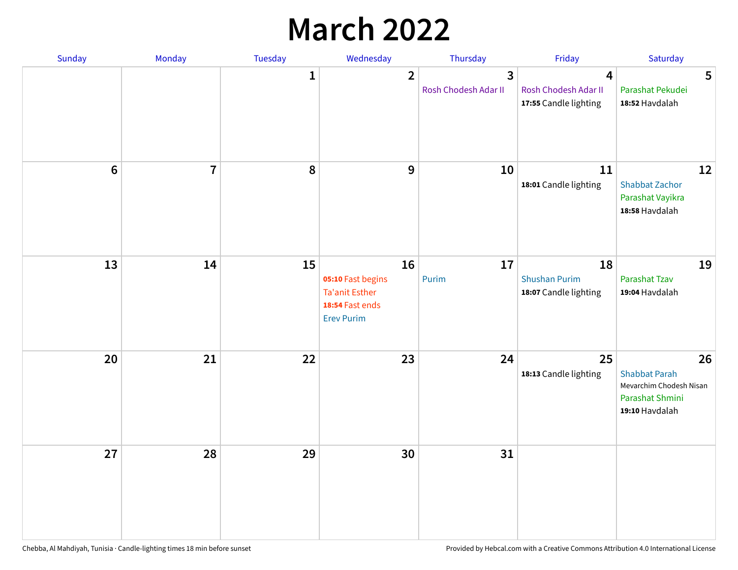# March 2022

| Sunday | Monday | Tuesday | Wednesday | Thursday | Friday | Saturday |
|---|---|---|---|---|---|---|
| | | 1 | 2 | 3<br>Rosh Chodesh Adar II | 4<br>Rosh Chodesh Adar II<br>**17:55** Candle lighting | 5<br>Parashat Pekudei<br>**18:52** Havdalah |
| 6 | 7 | 8 | 9 | 10 | 11<br>**18:01** Candle lighting | 12<br>Shabbat Zachor<br>Parashat Vayikra<br>**18:58** Havdalah |
| 13 | 14 | 15 | 16<br>**05:10** Fast begins<br>Ta'anit Esther<br>**18:54** Fast ends<br>Erev Purim | 17<br>Purim | 18<br>Shushan Purim<br>**18:07** Candle lighting | 19<br>Parashat Tzav<br>**19:04** Havdalah |
| 20 | 21 | 22 | 23 | 24 | 25<br>**18:13** Candle lighting | 26<br>Shabbat Parah<br>Mevarchim Chodesh Nisan<br>Parashat Shmini<br>**19:10** Havdalah |
| 27 | 28 | 29 | 30 | 31 | | |

Chebba, Al Mahdiyah, Tunisia · Candle-lighting times 18 min before sunset

Provided by Hebcal.com with a Creative Commons Attribution 4.0 International License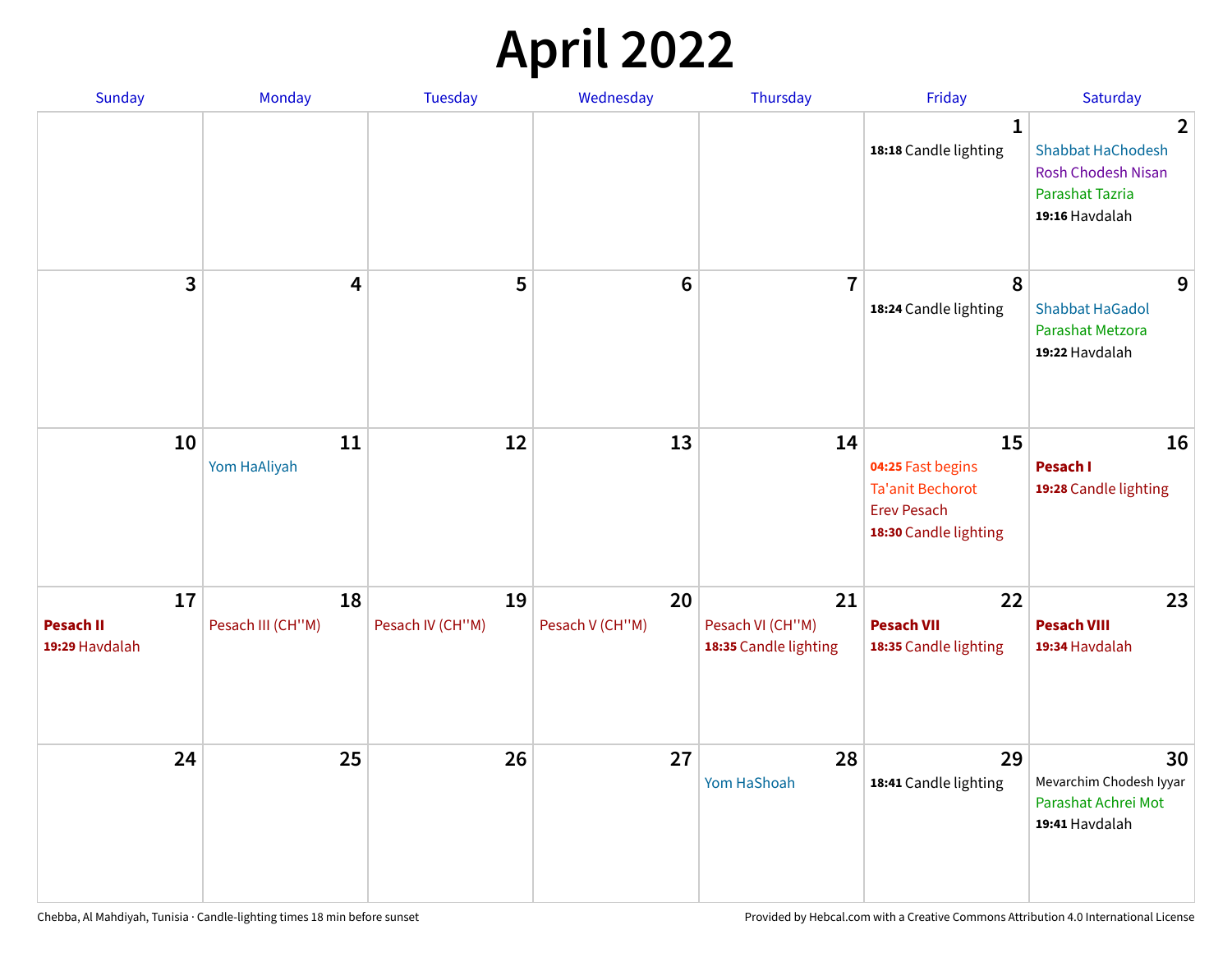# April 2022

| Sunday | Monday | Tuesday | Wednesday | Thursday | Friday | Saturday |
|---|---|---|---|---|---|---|
| | | | | | **1**<br>**18:18** Candle lighting | **2**<br>Shabbat HaChodesh<br>Rosh Chodesh Nisan<br>Parashat Tazria<br>**19:16** Havdalah |
| **3** | **4** | **5** | **6** | **7** | **8**<br>**18:24** Candle lighting | **9**<br>Shabbat HaGadol<br>Parashat Metzora<br>**19:22** Havdalah |
| **10** | **11**<br>Yom HaAliyah | **12** | **13** | **14** | **15**<br>**04:25** Fast begins<br>Ta'anit Bechorot<br>Erev Pesach<br>**18:30** Candle lighting | **16**<br>**Pesach I**<br>**19:28** Candle lighting |
| **17**<br>**Pesach II**<br>**19:29** Havdalah | **18**<br>Pesach III (CH''M) | **19**<br>Pesach IV (CH''M) | **20**<br>Pesach V (CH''M) | **21**<br>Pesach VI (CH''M)<br>**18:35** Candle lighting | **22**<br>**Pesach VII**<br>**18:35** Candle lighting | **23**<br>**Pesach VIII**<br>**19:34** Havdalah |
| **24** | **25** | **26** | **27** | **28**<br>Yom HaShoah | **29**<br>**18:41** Candle lighting | **30**<br>Mevarchim Chodesh Iyyar<br>Parashat Achrei Mot<br>**19:41** Havdalah |

Chebba, Al Mahdiyah, Tunisia · Candle-lighting times 18 min before sunset

Provided by Hebcal.com with a Creative Commons Attribution 4.0 International License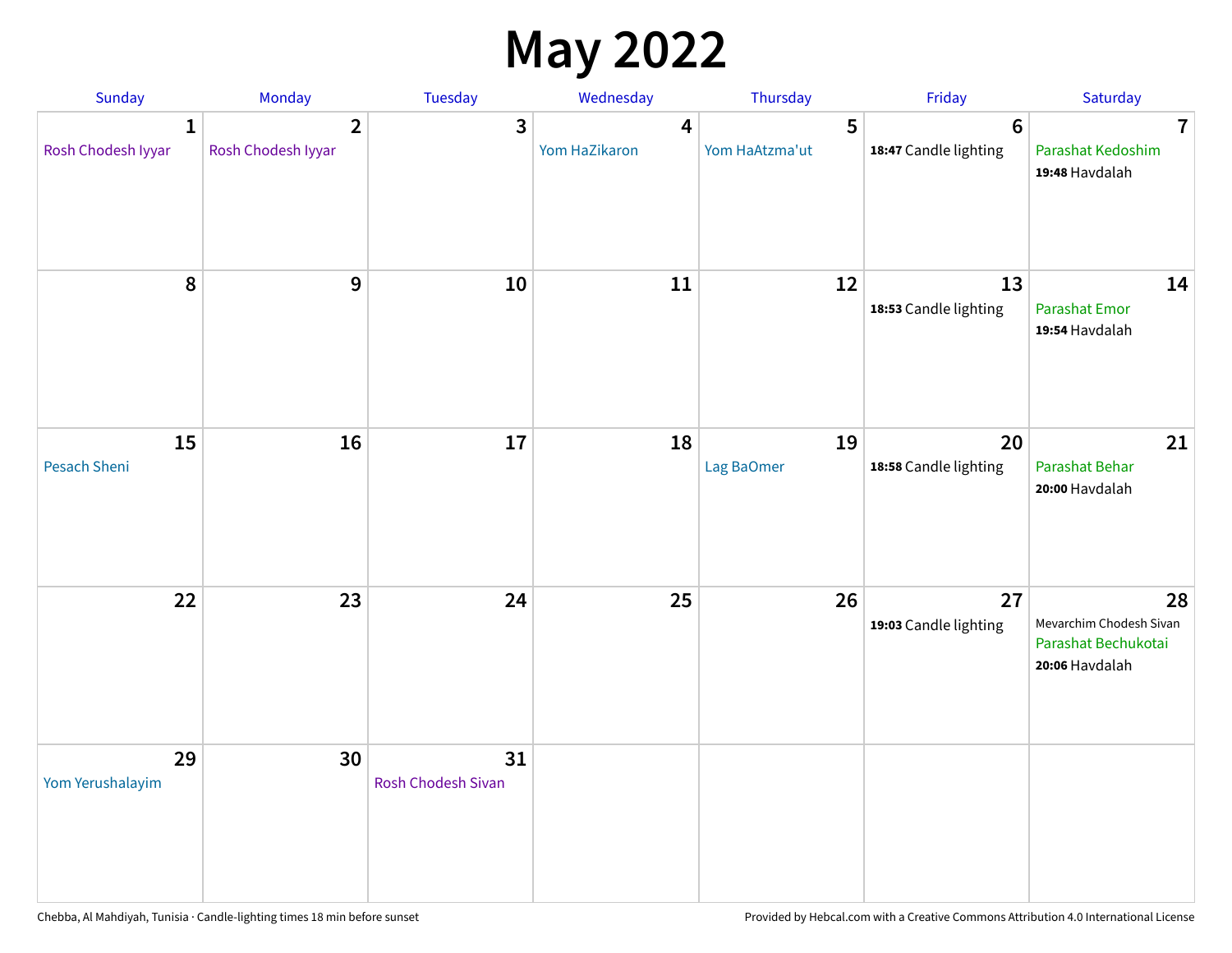# May 2022

| Sunday | Monday | Tuesday | Wednesday | Thursday | Friday | Saturday |
|---|---|---|---|---|---|---|
| **1** Rosh Chodesh Iyyar | **2** Rosh Chodesh Iyyar | **3** | **4** Yom HaZikaron | **5** Yom HaAtzma'ut | **6** **18:47** Candle lighting | **7** Parashat Kedoshim **19:48** Havdalah |
| **8** | **9** | **10** | **11** | **12** | **13** **18:53** Candle lighting | **14** Parashat Emor **19:54** Havdalah |
| **15** Pesach Sheni | **16** | **17** | **18** | **19** Lag BaOmer | **20** **18:58** Candle lighting | **21** Parashat Behar **20:00** Havdalah |
| **22** | **23** | **24** | **25** | **26** | **27** **19:03** Candle lighting | **28** Mevarchim Chodesh Sivan Parashat Bechukotai **20:06** Havdalah |
| **29** Yom Yerushalayim | **30** | **31** Rosh Chodesh Sivan | | | | |

Chebba, Al Mahdiyah, Tunisia · Candle-lighting times 18 min before sunset

Provided by Hebcal.com with a Creative Commons Attribution 4.0 International License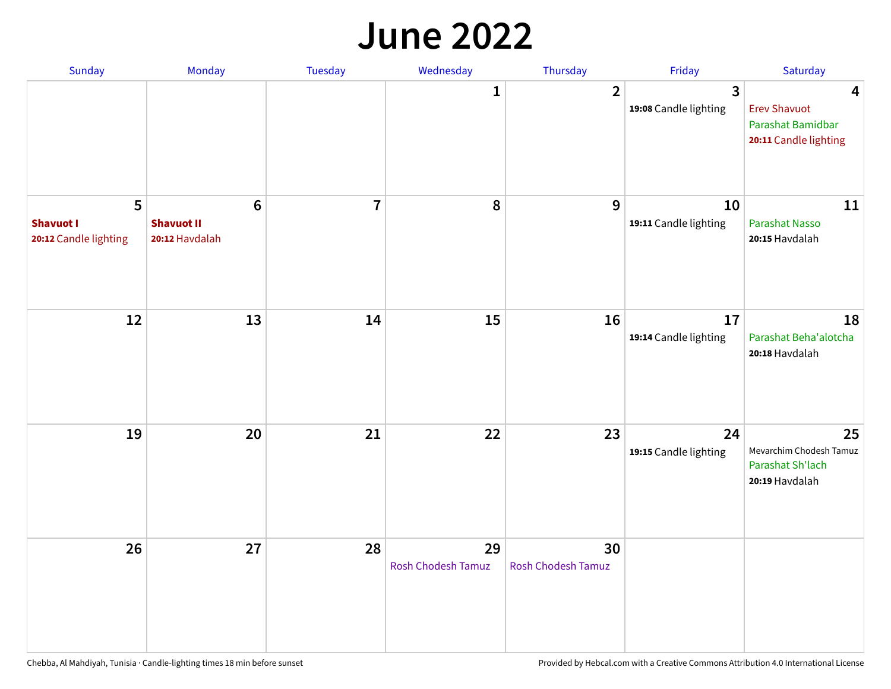# June 2022

| Sunday | Monday | Tuesday | Wednesday | Thursday | Friday | Saturday |
|---|---|---|---|---|---|---|
| | | | 1 | 2 | 3<br>**19:08** Candle lighting | 4<br>Erev Shavuot<br>Parashat Bamidbar<br>**20:11** Candle lighting |
| 5<br>**Shavuot I**<br>**20:12** Candle lighting | 6<br>**Shavuot II**<br>**20:12** Havdalah | 7 | 8 | 9 | 10<br>**19:11** Candle lighting | 11<br>Parashat Nasso<br>**20:15** Havdalah |
| 12 | 13 | 14 | 15 | 16 | 17<br>**19:14** Candle lighting | 18<br>Parashat Beha'alotcha<br>**20:18** Havdalah |
| 19 | 20 | 21 | 22 | 23 | 24<br>**19:15** Candle lighting | 25<br>Mevarchim Chodesh Tamuz<br>Parashat Sh'lach<br>**20:19** Havdalah |
| 26 | 27 | 28 | 29<br>Rosh Chodesh Tamuz | 30<br>Rosh Chodesh Tamuz | | |

Chebba, Al Mahdiyah, Tunisia · Candle-lighting times 18 min before sunset

Provided by Hebcal.com with a Creative Commons Attribution 4.0 International License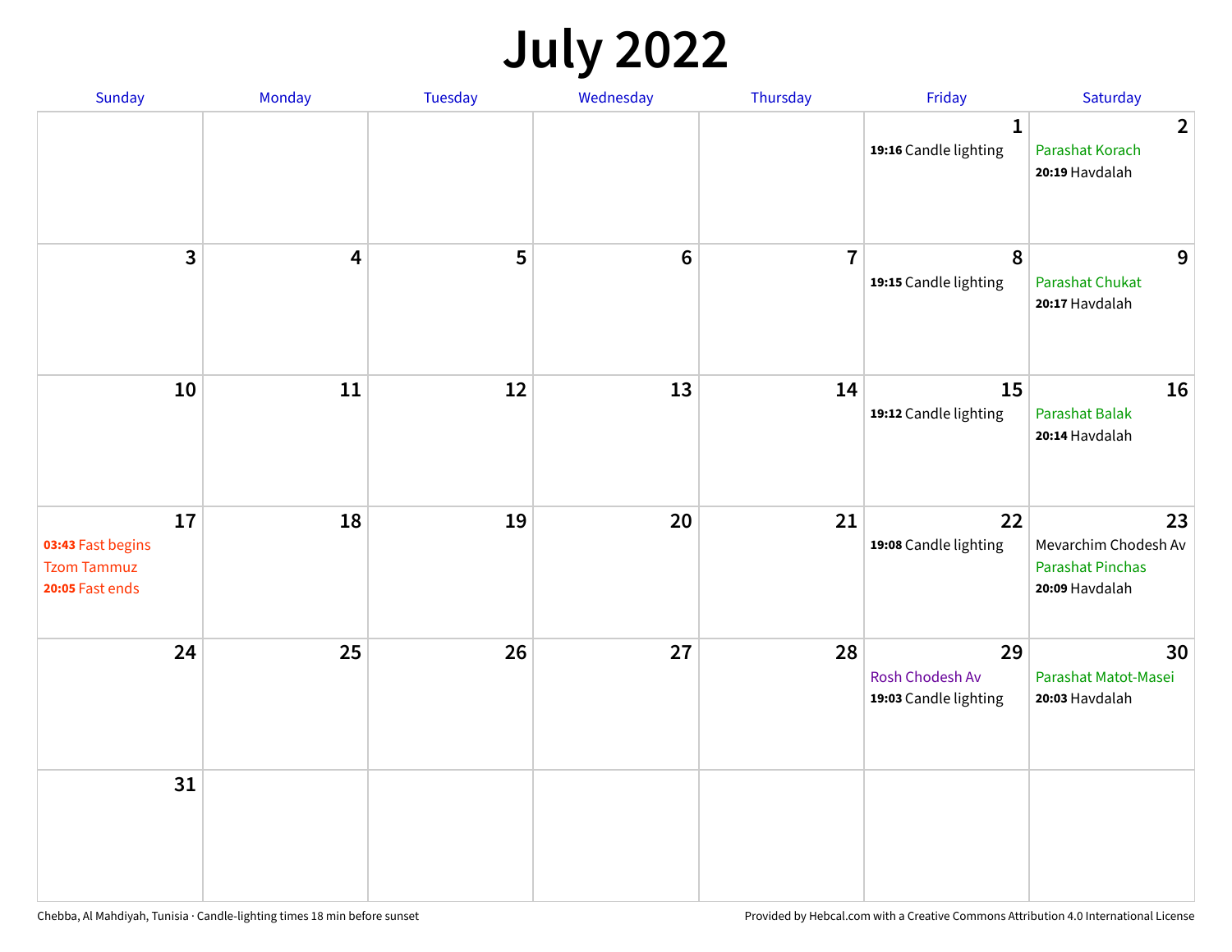# July 2022

| Sunday | Monday | Tuesday | Wednesday | Thursday | Friday | Saturday |
|---|---|---|---|---|---|---|
| | | | | | 1<br>**19:16** Candle lighting | 2<br>Parashat Korach<br>**20:19** Havdalah |
| 3 | 4 | 5 | 6 | 7 | 8<br>**19:15** Candle lighting | 9<br>Parashat Chukat<br>**20:17** Havdalah |
| 10 | 11 | 12 | 13 | 14 | 15<br>**19:12** Candle lighting | 16<br>Parashat Balak<br>**20:14** Havdalah |
| 17<br>**03:43** Fast begins<br>Tzom Tammuz<br>**20:05** Fast ends | 18 | 19 | 20 | 21 | 22<br>**19:08** Candle lighting | 23<br>Mevarchim Chodesh Av<br>Parashat Pinchas<br>**20:09** Havdalah |
| 24 | 25 | 26 | 27 | 28 | 29<br>Rosh Chodesh Av<br>**19:03** Candle lighting | 30<br>Parashat Matot-Masei<br>**20:03** Havdalah |
| 31 | | | | | | |

Chebba, Al Mahdiyah, Tunisia · Candle-lighting times 18 min before sunset

Provided by Hebcal.com with a Creative Commons Attribution 4.0 International License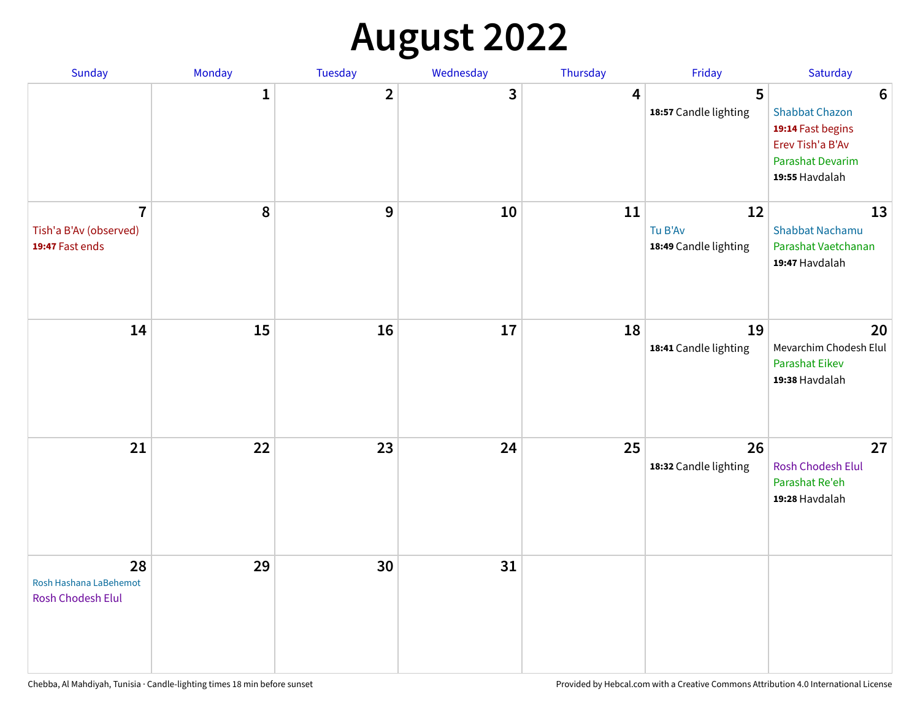# August 2022

| Sunday | Monday | Tuesday | Wednesday | Thursday | Friday | Saturday |
|---|---|---|---|---|---|---|
| | 1 | 2 | 3 | 4 | 5<br>**18:57** Candle lighting | 6<br>Shabbat Chazon<br>**19:14** Fast begins<br>Erev Tish'a B'Av<br>Parashat Devarim<br>**19:55** Havdalah |
| 7<br>Tish'a B'Av (observed)<br>**19:47** Fast ends | 8 | 9 | 10 | 11 | 12<br>Tu B'Av<br>**18:49** Candle lighting | 13<br>Shabbat Nachamu<br>Parashat Vaetchanan<br>**19:47** Havdalah |
| 14 | 15 | 16 | 17 | 18 | 19<br>**18:41** Candle lighting | 20<br>Mevarchim Chodesh Elul<br>Parashat Eikev<br>**19:38** Havdalah |
| 21 | 22 | 23 | 24 | 25 | 26<br>**18:32** Candle lighting | 27<br>Rosh Chodesh Elul<br>Parashat Re'eh<br>**19:28** Havdalah |
| 28<br>Rosh Hashana LaBehemot<br>Rosh Chodesh Elul | 29 | 30 | 31 | | | |

Chebba, Al Mahdiyah, Tunisia · Candle-lighting times 18 min before sunset

Provided by Hebcal.com with a Creative Commons Attribution 4.0 International License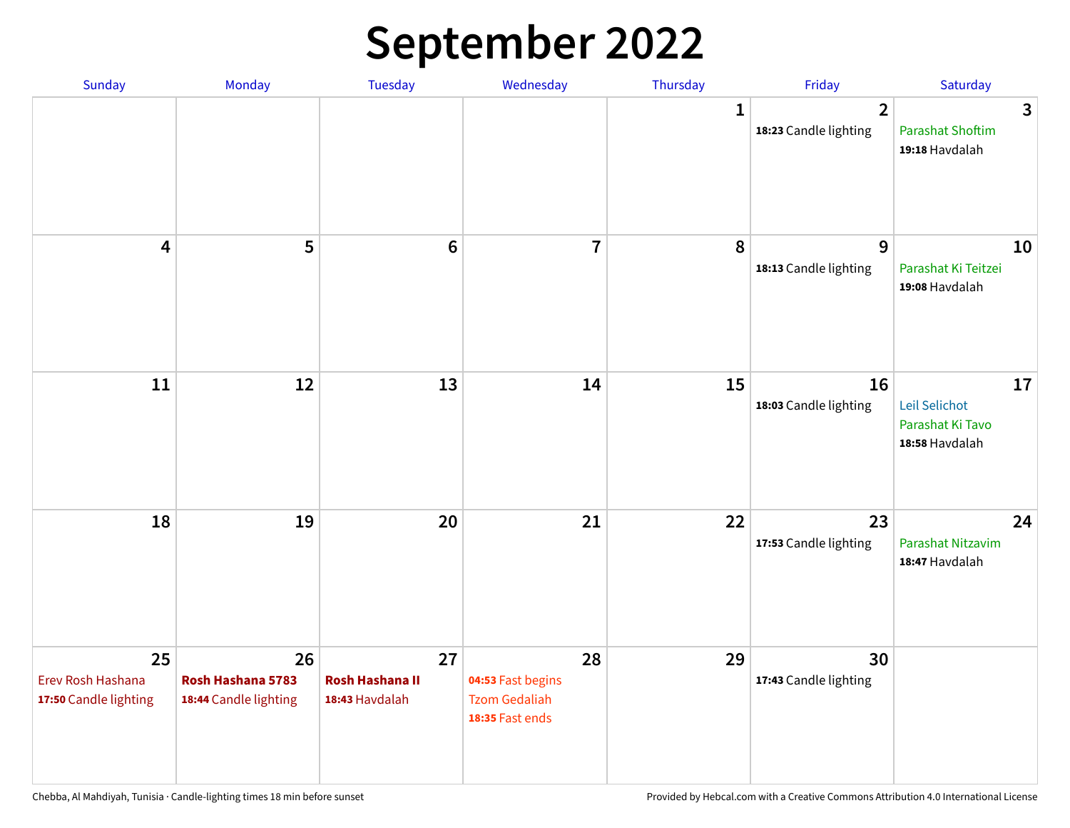# September 2022

| Sunday | Monday | Tuesday | Wednesday | Thursday | Friday | Saturday |
|---|---|---|---|---|---|---|
| | | | | 1 | 2<br>**18:23** Candle lighting | 3<br>Parashat Shoftim<br>**19:18** Havdalah |
| 4 | 5 | 6 | 7 | 8 | 9<br>**18:13** Candle lighting | 10<br>Parashat Ki Teitzei<br>**19:08** Havdalah |
| 11 | 12 | 13 | 14 | 15 | 16<br>**18:03** Candle lighting | 17<br>Leil Selichot<br>Parashat Ki Tavo<br>**18:58** Havdalah |
| 18 | 19 | 20 | 21 | 22 | 23<br>**17:53** Candle lighting | 24<br>Parashat Nitzavim<br>**18:47** Havdalah |
| 25<br>Erev Rosh Hashana<br>**17:50** Candle lighting | 26<br>**Rosh Hashana 5783**<br>**18:44** Candle lighting | 27<br>**Rosh Hashana II**<br>**18:43** Havdalah | 28<br>**04:53** Fast begins<br>Tzom Gedaliah<br>**18:35** Fast ends | 29 | 30<br>**17:43** Candle lighting | |

Chebba, Al Mahdiyah, Tunisia · Candle-lighting times 18 min before sunset

Provided by Hebcal.com with a Creative Commons Attribution 4.0 International License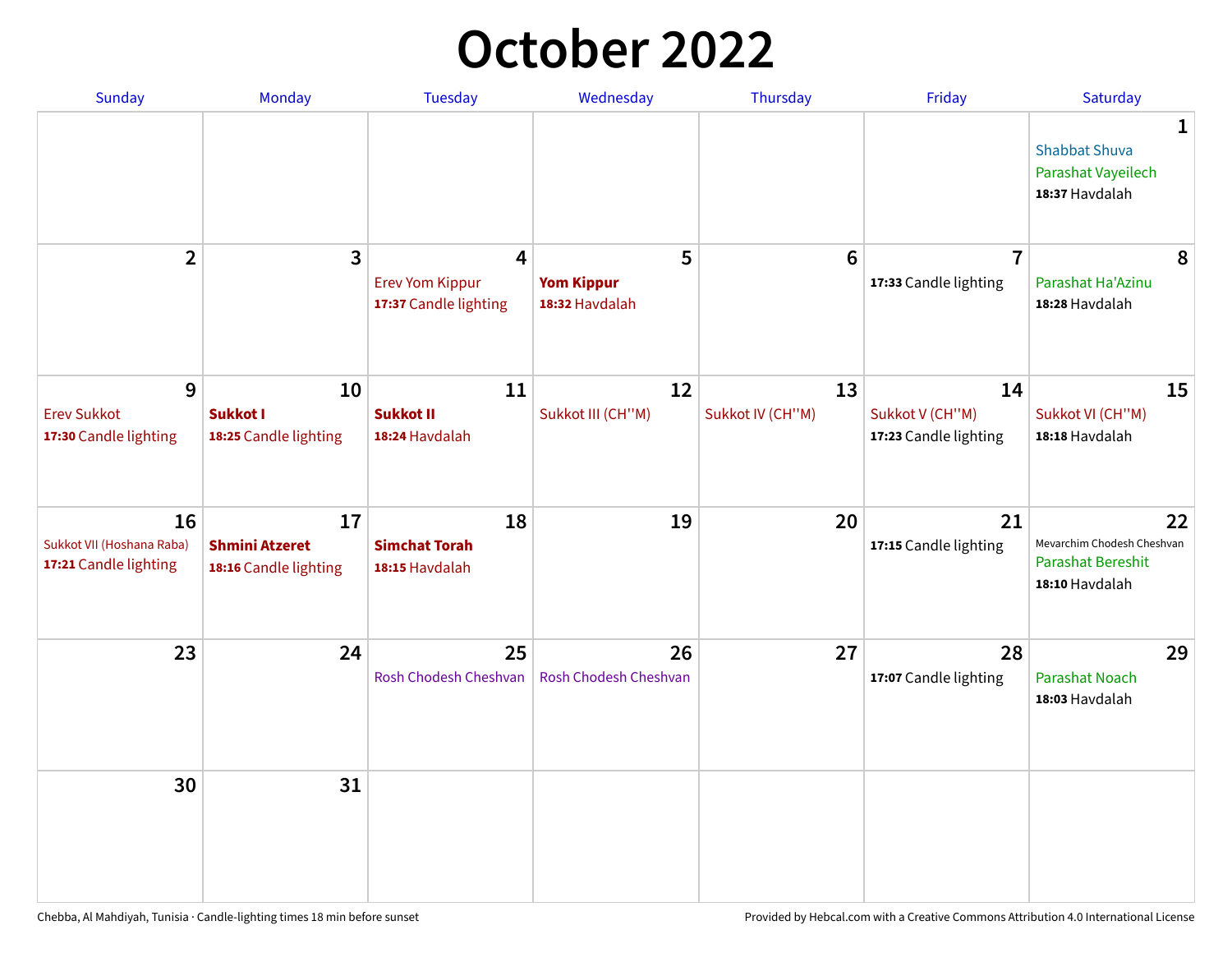# October 2022

| Sunday | Monday | Tuesday | Wednesday | Thursday | Friday | Saturday |
|---|---|---|---|---|---|---|
| | | | | | | **1**<br>Shabbat Shuva<br>Parashat Vayeilech<br>**18:37** Havdalah |
| **2** | **3** | **4**<br>Erev Yom Kippur<br>**17:37** Candle lighting | **5**<br>**Yom Kippur**<br>**18:32** Havdalah | **6** | **7**<br>**17:33** Candle lighting | **8**<br>Parashat Ha'Azinu<br>**18:28** Havdalah |
| **9**<br>Erev Sukkot<br>**17:30** Candle lighting | **10**<br>**Sukkot I**<br>**18:25** Candle lighting | **11**<br>**Sukkot II**<br>**18:24** Havdalah | **12**<br>Sukkot III (CH''M) | **13**<br>Sukkot IV (CH''M) | **14**<br>Sukkot V (CH''M)<br>**17:23** Candle lighting | **15**<br>Sukkot VI (CH''M)<br>**18:18** Havdalah |
| **16**<br>Sukkot VII (Hoshana Raba)<br>**17:21** Candle lighting | **17**<br>**Shmini Atzeret**<br>**18:16** Candle lighting | **18**<br>**Simchat Torah**<br>**18:15** Havdalah | **19** | **20** | **21**<br>**17:15** Candle lighting | **22**<br>Mevarchim Chodesh Cheshvan<br>Parashat Bereshit<br>**18:10** Havdalah |
| **23** | **24** | **25**<br>Rosh Chodesh Cheshvan | **26**<br>Rosh Chodesh Cheshvan | **27** | **28**<br>**17:07** Candle lighting | **29**<br>Parashat Noach<br>**18:03** Havdalah |
| **30** | **31** | | | | | |

Chebba, Al Mahdiyah, Tunisia · Candle-lighting times 18 min before sunset

Provided by Hebcal.com with a Creative Commons Attribution 4.0 International License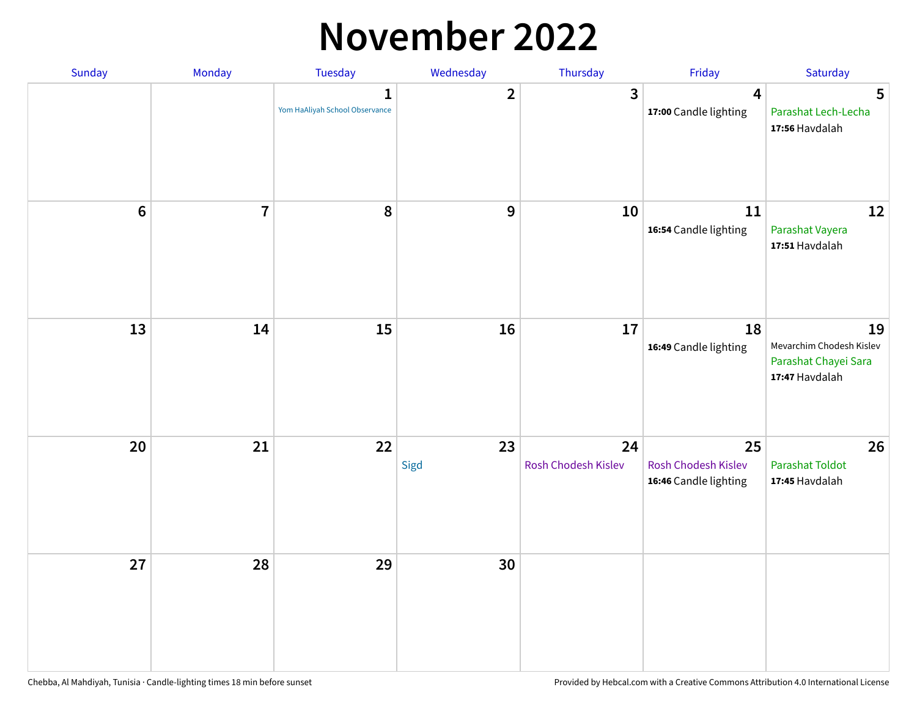# November 2022

| Sunday | Monday | Tuesday | Wednesday | Thursday | Friday | Saturday |
|---|---|---|---|---|---|---|
| | | 1<br>Yom HaAliyah School Observance | 2 | 3 | 4<br>**17:00** Candle lighting | 5<br>Parashat Lech-Lecha<br>**17:56** Havdalah |
| 6 | 7 | 8 | 9 | 10 | 11<br>**16:54** Candle lighting | 12<br>Parashat Vayera<br>**17:51** Havdalah |
| 13 | 14 | 15 | 16 | 17 | 18<br>**16:49** Candle lighting | 19<br>Mevarchim Chodesh Kislev<br>Parashat Chayei Sara<br>**17:47** Havdalah |
| 20 | 21 | 22 | 23<br>Sigd | 24<br>Rosh Chodesh Kislev | 25<br>Rosh Chodesh Kislev<br>**16:46** Candle lighting | 26<br>Parashat Toldot<br>**17:45** Havdalah |
| 27 | 28 | 29 | 30 | | | |

Chebba, Al Mahdiyah, Tunisia · Candle-lighting times 18 min before sunset

Provided by Hebcal.com with a Creative Commons Attribution 4.0 International License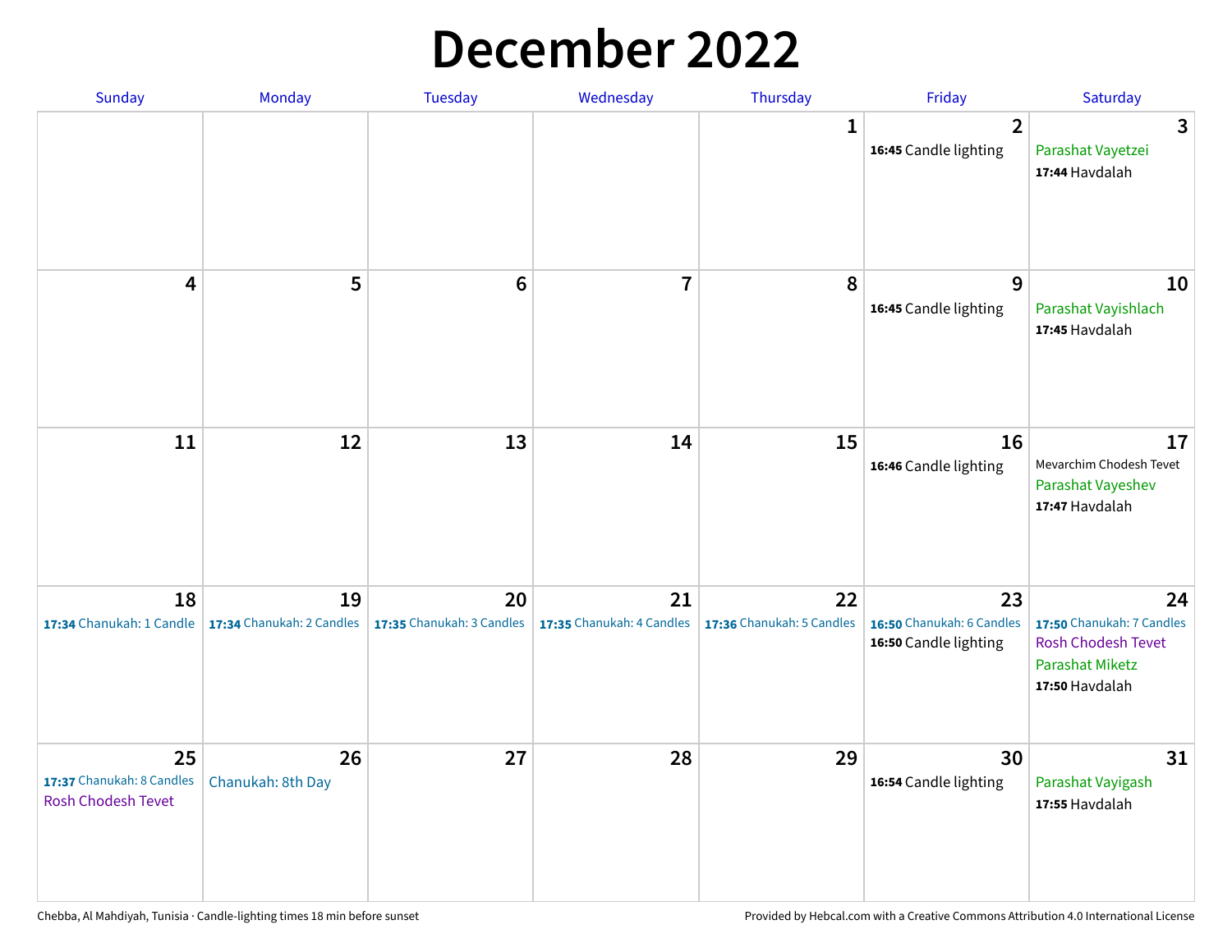# December 2022

| Sunday | Monday | Tuesday | Wednesday | Thursday | Friday | Saturday |
|---|---|---|---|---|---|---|
| | | | | 1 | 2<br>**16:45** Candle lighting | 3<br>Parashat Vayetzei<br>**17:44** Havdalah |
| 4 | 5 | 6 | 7 | 8 | 9<br>**16:45** Candle lighting | 10<br>Parashat Vayishlach<br>**17:45** Havdalah |
| 11 | 12 | 13 | 14 | 15 | 16<br>**16:46** Candle lighting | 17<br>Mevarchim Chodesh Tevet<br>Parashat Vayeshev<br>**17:47** Havdalah |
| 18<br>**17:34** Chanukah: 1 Candle | 19<br>**17:34** Chanukah: 2 Candles | 20<br>**17:35** Chanukah: 3 Candles | 21<br>**17:35** Chanukah: 4 Candles | 22<br>**17:36** Chanukah: 5 Candles | 23<br>**16:50** Chanukah: 6 Candles<br>**16:50** Candle lighting | 24<br>**17:50** Chanukah: 7 Candles<br>Rosh Chodesh Tevet<br>Parashat Miketz<br>**17:50** Havdalah |
| 25<br>**17:37** Chanukah: 8 Candles<br>Rosh Chodesh Tevet | 26<br>Chanukah: 8th Day | 27 | 28 | 29 | 30<br>**16:54** Candle lighting | 31<br>Parashat Vayigash<br>**17:55** Havdalah |

Chebba, Al Mahdiyah, Tunisia · Candle-lighting times 18 min before sunset

Provided by Hebcal.com with a Creative Commons Attribution 4.0 International License